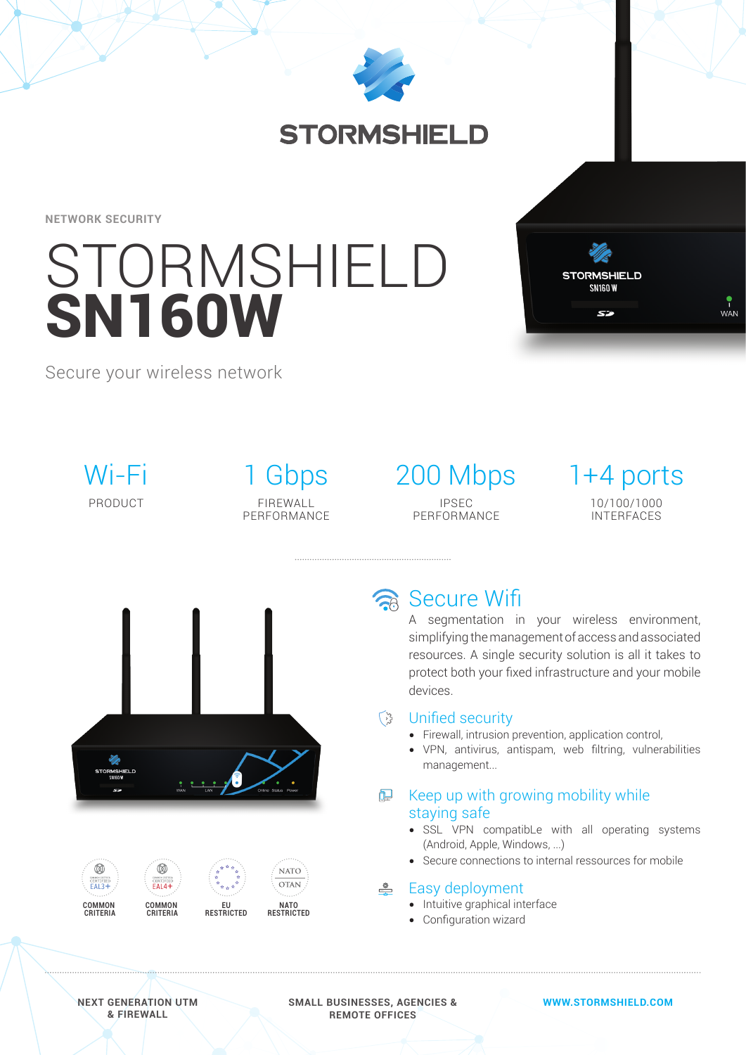NETWORK SECURITY

# STORMSHIELD **SN160W**

Secure your wireless network

| Wi-Fi | 1 Gbps | 200 Mbps | 1+4 ports |
|---|---|---|---|
| PRODUCT | FIREWALL PERFORMANCE | IPSEC PERFORMANCE | 10/100/1000 INTERFACES |

## Secure Wifi

A segmentation in your wireless environment, simplifying the management of access and associated resources. A single security solution is all it takes to protect both your fixed infrastructure and your mobile devices.

## Unified security

- Firewall, intrusion prevention, application control,
- VPN, antivirus, antispam, web filtring, vulnerabilities management...

## Keep up with growing mobility while staying safe

- SSL VPN compatibLe with all operating systems (Android, Apple, Windows, ...)
- Secure connections to internal ressources for mobile

## Easy deployment

- Intuitive graphical interface
- Configuration wizard

COMMON CRITERIA EAL3+ | COMMON CRITERIA EAL4+ | EU RESTRICTED | NATO RESTRICTED

NEXT GENERATION UTM & FIREWALL

SMALL BUSINESSES, AGENCIES & REMOTE OFFICES

WWW.STORMSHIELD.COM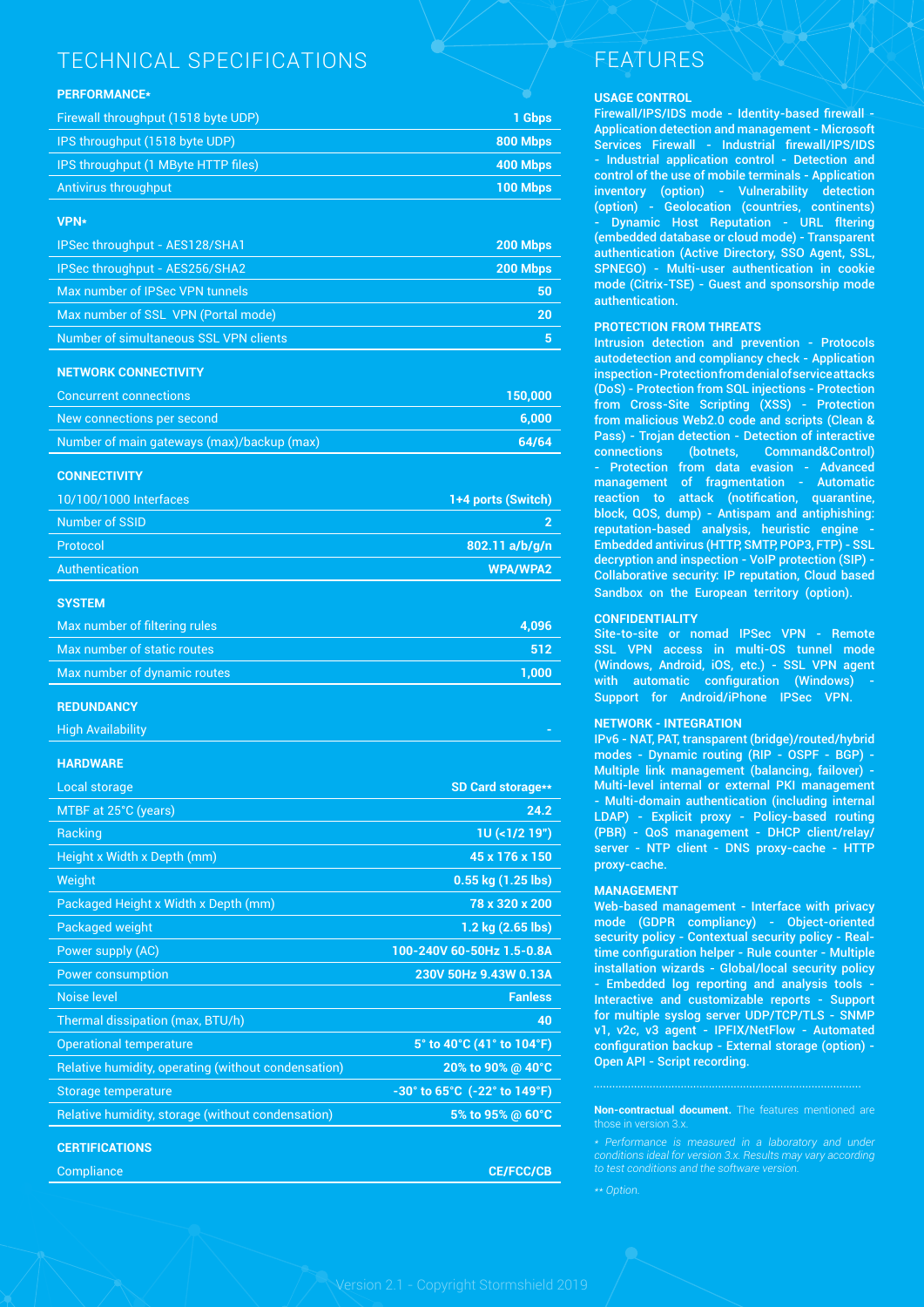# TECHNICAL SPECIFICATIONS

| PERFORMANCE* | |
|---|---|
| Firewall throughput (1518 byte UDP) | 1 Gbps |
| IPS throughput (1518 byte UDP) | 800 Mbps |
| IPS throughput (1 MByte HTTP files) | 400 Mbps |
| Antivirus throughput | 100 Mbps |
| **VPN*** | |
| IPSec throughput - AES128/SHA1 | 200 Mbps |
| IPSec throughput - AES256/SHA2 | 200 Mbps |
| Max number of IPSec VPN tunnels | 50 |
| Max number of SSL VPN (Portal mode) | 20 |
| Number of simultaneous SSL VPN clients | 5 |
| **NETWORK CONNECTIVITY** | |
| Concurrent connections | 150,000 |
| New connections per second | 6,000 |
| Number of main gateways (max)/backup (max) | 64/64 |
| **CONNECTIVITY** | |
| 10/100/1000 Interfaces | 1+4 ports (Switch) |
| Number of SSID | 2 |
| Protocol | 802.11 a/b/g/n |
| Authentication | WPA/WPA2 |
| **SYSTEM** | |
| Max number of filtering rules | 4,096 |
| Max number of static routes | 512 |
| Max number of dynamic routes | 1,000 |
| **REDUNDANCY** | |
| High Availability | - |
| **HARDWARE** | |
| Local storage | SD Card storage** |
| MTBF at 25°C (years) | 24.2 |
| Racking | 1U (<1/2 19") |
| Height x Width x Depth (mm) | 45 x 176 x 150 |
| Weight | 0.55 kg (1.25 lbs) |
| Packaged Height x Width x Depth (mm) | 78 x 320 x 200 |
| Packaged weight | 1.2 kg (2.65 lbs) |
| Power supply (AC) | 100-240V 60-50Hz 1.5-0.8A |
| Power consumption | 230V 50Hz 9.43W 0.13A |
| Noise level | Fanless |
| Thermal dissipation (max, BTU/h) | 40 |
| Operational temperature | 5° to 40°C (41° to 104°F) |
| Relative humidity, operating (without condensation) | 20% to 90% @ 40°C |
| Storage temperature | -30° to 65°C (-22° to 149°F) |
| Relative humidity, storage (without condensation) | 5% to 95% @ 60°C |
| **CERTIFICATIONS** | |
| Compliance | CE/FCC/CB |

# FEATURES

### USAGE CONTROL

Firewall/IPS/IDS mode - Identity-based firewall - Application detection and management - Microsoft Services Firewall - Industrial firewall/IPS/IDS - Industrial application control - Detection and control of the use of mobile terminals - Application inventory (option) - Vulnerability detection (option) - Geolocation (countries, continents) - Dynamic Host Reputation - URL filtering (embedded database or cloud mode) - Transparent authentication (Active Directory, SSO Agent, SSL, SPNEGO) - Multi-user authentication in cookie mode (Citrix-TSE) - Guest and sponsorship mode authentication.

### PROTECTION FROM THREATS

Intrusion detection and prevention - Protocols autodetection and compliancy check - Application inspection - Protection from denial of service attacks (DoS) - Protection from SQL injections - Protection from Cross-Site Scripting (XSS) - Protection from malicious Web2.0 code and scripts (Clean & Pass) - Trojan detection - Detection of interactive connections (botnets, Command&Control) - Protection from data evasion - Advanced management of fragmentation - Automatic reaction to attack (notification, quarantine, block, QOS, dump) - Antispam and antiphishing: reputation-based analysis, heuristic engine - Embedded antivirus (HTTP, SMTP, POP3, FTP) - SSL decryption and inspection - VoIP protection (SIP) - Collaborative security: IP reputation, Cloud based Sandbox on the European territory (option).

### CONFIDENTIALITY

Site-to-site or nomad IPSec VPN - Remote SSL VPN access in multi-OS tunnel mode (Windows, Android, iOS, etc.) - SSL VPN agent with automatic configuration (Windows) - Support for Android/iPhone IPSec VPN.

### NETWORK - INTEGRATION

IPv6 - NAT, PAT, transparent (bridge)/routed/hybrid modes - Dynamic routing (RIP - OSPF - BGP) - Multiple link management (balancing, failover) - Multi-level internal or external PKI management - Multi-domain authentication (including internal LDAP) - Explicit proxy - Policy-based routing (PBR) - QoS management - DHCP client/relay/server - NTP client - DNS proxy-cache - HTTP proxy-cache.

### MANAGEMENT

Web-based management - Interface with privacy mode (GDPR compliancy) - Object-oriented security policy - Contextual security policy - Real-time configuration helper - Rule counter - Multiple installation wizards - Global/local security policy - Embedded log reporting and analysis tools - Interactive and customizable reports - Support for multiple syslog server UDP/TCP/TLS - SNMP v1, v2c, v3 agent - IPFIX/NetFlow - Automated configuration backup - External storage (option) - Open API - Script recording.

**Non-contractual document.** The features mentioned are those in version 3.x.

*\* Performance is measured in a laboratory and under conditions ideal for version 3.x. Results may vary according to test conditions and the software version.*

*\*\* Option.*

Version 2.1 - Copyright Stormshield 2019